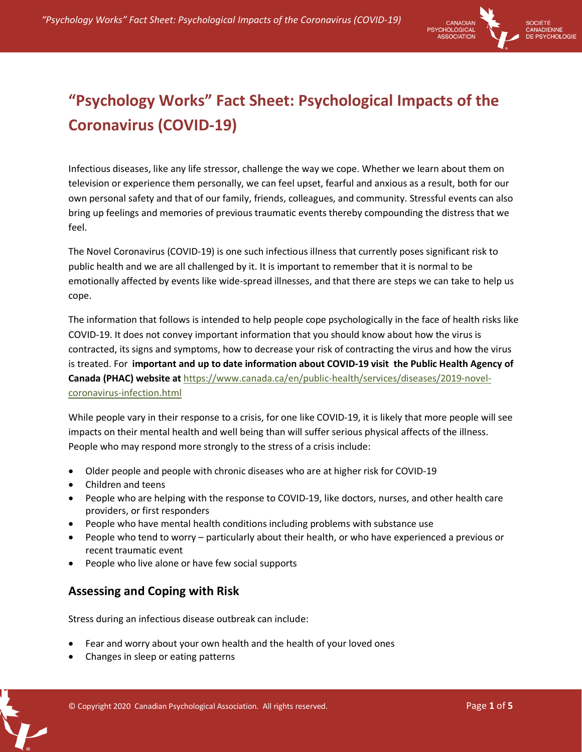# "Psychology Works" Fact Sheet: Psychological Impacts of the Coronavirus (COVID-19)

Infectious diseases, like any life stressor, challenge the way we cope. Whether we learn about them on television or experience them personally, we can feel upset, fearful and anxious as a result, both for our own personal safety and that of our family, friends, colleagues, and community. Stressful events can also bring up feelings and memories of previous traumatic events thereby compounding the distress that we feel.

The Novel Coronavirus (COVID-19) is one such infectious illness that currently poses significant risk to public health and we are all challenged by it. It is important to remember that it is normal to be emotionally affected by events like wide-spread illnesses, and that there are steps we can take to help us cope.

The information that follows is intended to help people cope psychologically in the face of health risks like COVID-19. It does not convey important information that you should know about how the virus is contracted, its signs and symptoms, how to decrease your risk of contracting the virus and how the virus is treated. For **important and up to date information about COVID-19 visit the Public Health Agency of Canada (PHAC) website at** [https://www.canada.ca/en/public-health/services/diseases/2019-novel-coronavirus-infection.html](https://www.canada.ca/en/public-health/services/diseases/2019-novel-coronavirus-infection.html)

While people vary in their response to a crisis, for one like COVID-19, it is likely that more people will see impacts on their mental health and well being than will suffer serious physical affects of the illness. People who may respond more strongly to the stress of a crisis include:

- Older people and people with chronic diseases who are at higher risk for COVID-19
- Children and teens
- People who are helping with the response to COVID-19, like doctors, nurses, and other health care providers, or first responders
- People who have mental health conditions including problems with substance use
- People who tend to worry – particularly about their health, or who have experienced a previous or recent traumatic event
- People who live alone or have few social supports

## Assessing and Coping with Risk

Stress during an infectious disease outbreak can include:

- Fear and worry about your own health and the health of your loved ones
- Changes in sleep or eating patterns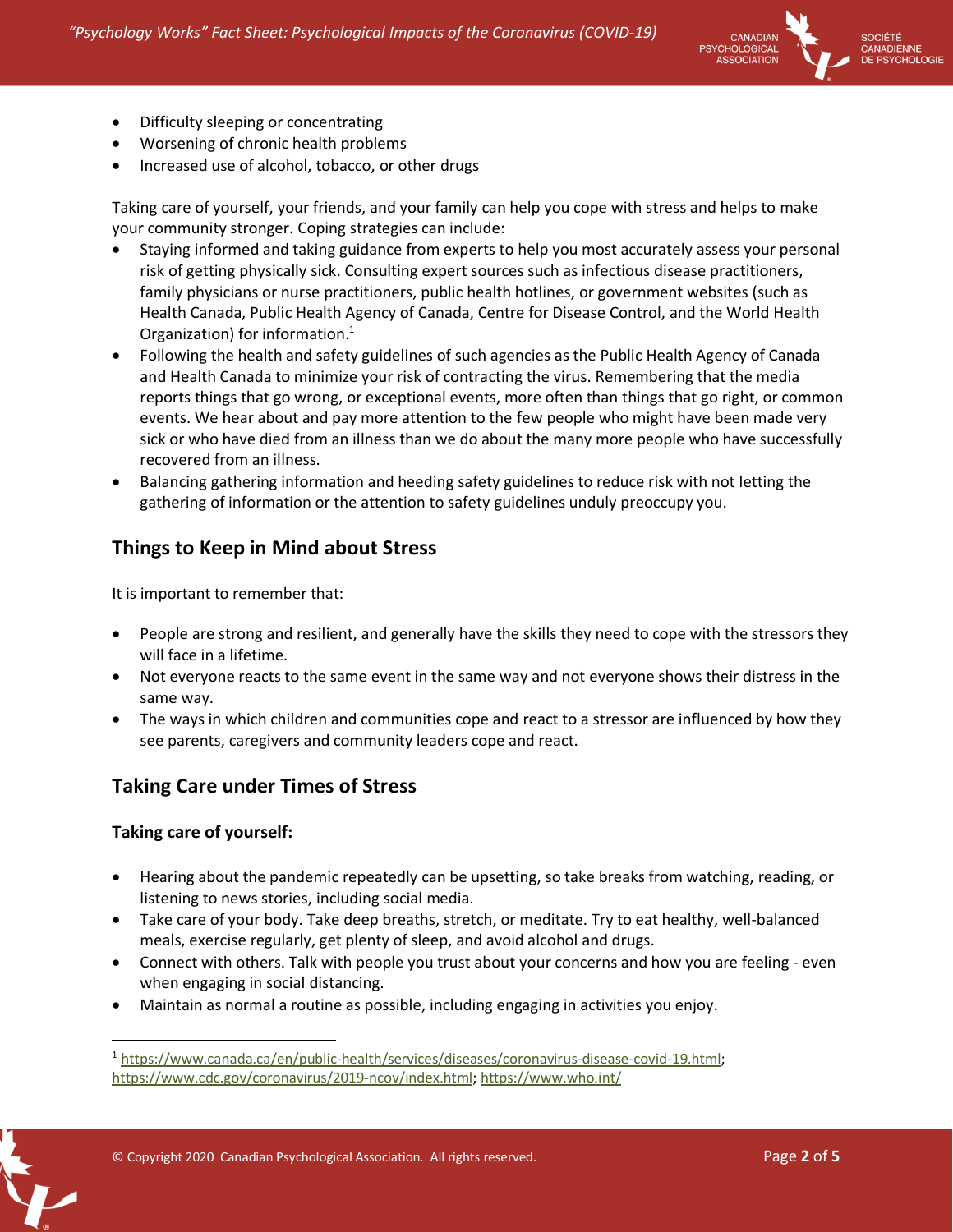- Difficulty sleeping or concentrating
- Worsening of chronic health problems
- Increased use of alcohol, tobacco, or other drugs

Taking care of yourself, your friends, and your family can help you cope with stress and helps to make your community stronger. Coping strategies can include:

- Staying informed and taking guidance from experts to help you most accurately assess your personal risk of getting physically sick. Consulting expert sources such as infectious disease practitioners, family physicians or nurse practitioners, public health hotlines, or government websites (such as Health Canada, Public Health Agency of Canada, Centre for Disease Control, and the World Health Organization) for information.[1]
- Following the health and safety guidelines of such agencies as the Public Health Agency of Canada and Health Canada to minimize your risk of contracting the virus. Remembering that the media reports things that go wrong, or exceptional events, more often than things that go right, or common events. We hear about and pay more attention to the few people who might have been made very sick or who have died from an illness than we do about the many more people who have successfully recovered from an illness.
- Balancing gathering information and heeding safety guidelines to reduce risk with not letting the gathering of information or the attention to safety guidelines unduly preoccupy you.

## Things to Keep in Mind about Stress

It is important to remember that:

- People are strong and resilient, and generally have the skills they need to cope with the stressors they will face in a lifetime.
- Not everyone reacts to the same event in the same way and not everyone shows their distress in the same way.
- The ways in which children and communities cope and react to a stressor are influenced by how they see parents, caregivers and community leaders cope and react.

## Taking Care under Times of Stress

### Taking care of yourself:

- Hearing about the pandemic repeatedly can be upsetting, so take breaks from watching, reading, or listening to news stories, including social media.
- Take care of your body. Take deep breaths, stretch, or meditate. Try to eat healthy, well-balanced meals, exercise regularly, get plenty of sleep, and avoid alcohol and drugs.
- Connect with others. Talk with people you trust about your concerns and how you are feeling - even when engaging in social distancing.
- Maintain as normal a routine as possible, including engaging in activities you enjoy.

---

[1] https://www.canada.ca/en/public-health/services/diseases/coronavirus-disease-covid-19.html; https://www.cdc.gov/coronavirus/2019-ncov/index.html; https://www.who.int/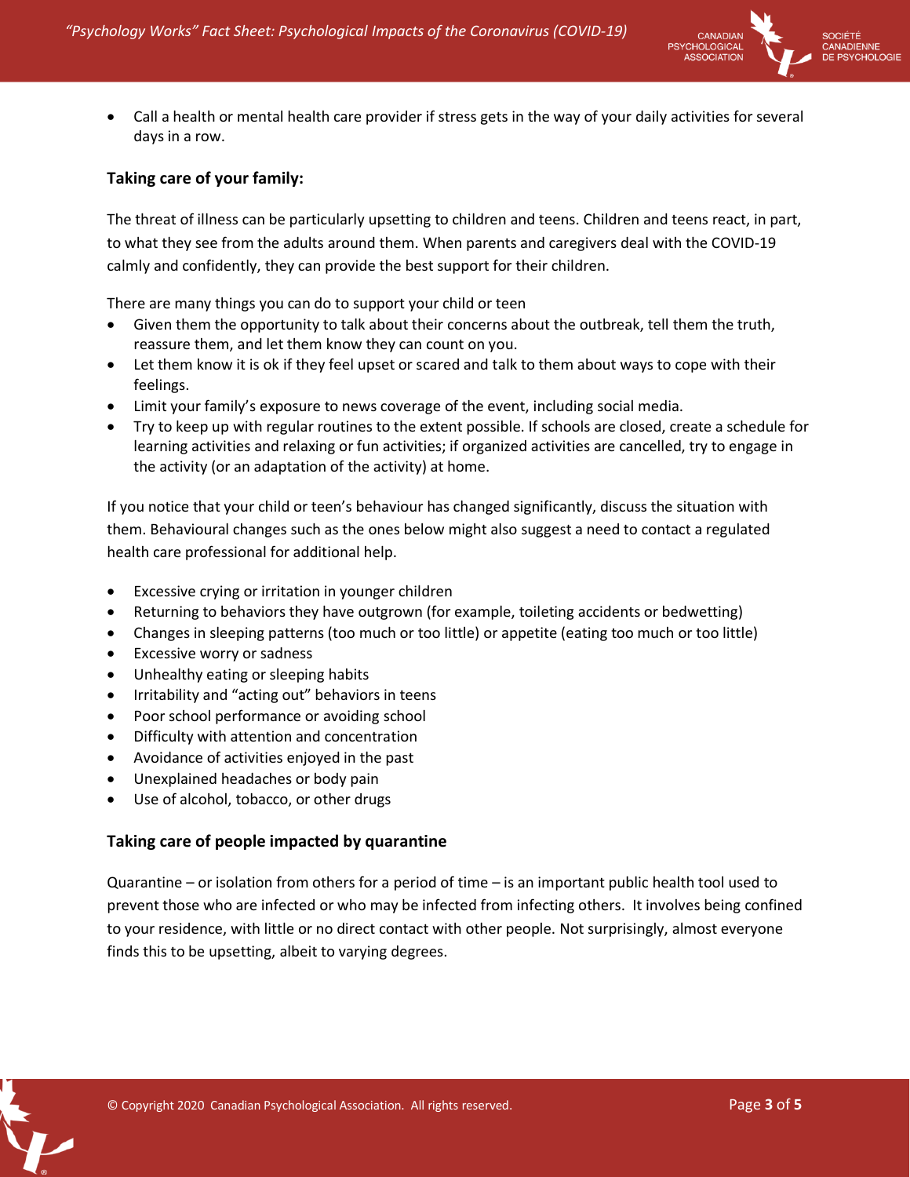- Call a health or mental health care provider if stress gets in the way of your daily activities for several days in a row.

**Taking care of your family:**

The threat of illness can be particularly upsetting to children and teens. Children and teens react, in part, to what they see from the adults around them. When parents and caregivers deal with the COVID-19 calmly and confidently, they can provide the best support for their children.

There are many things you can do to support your child or teen

- Given them the opportunity to talk about their concerns about the outbreak, tell them the truth, reassure them, and let them know they can count on you.
- Let them know it is ok if they feel upset or scared and talk to them about ways to cope with their feelings.
- Limit your family's exposure to news coverage of the event, including social media.
- Try to keep up with regular routines to the extent possible. If schools are closed, create a schedule for learning activities and relaxing or fun activities; if organized activities are cancelled, try to engage in the activity (or an adaptation of the activity) at home.

If you notice that your child or teen's behaviour has changed significantly, discuss the situation with them. Behavioural changes such as the ones below might also suggest a need to contact a regulated health care professional for additional help.

- Excessive crying or irritation in younger children
- Returning to behaviors they have outgrown (for example, toileting accidents or bedwetting)
- Changes in sleeping patterns (too much or too little) or appetite (eating too much or too little)
- Excessive worry or sadness
- Unhealthy eating or sleeping habits
- Irritability and "acting out" behaviors in teens
- Poor school performance or avoiding school
- Difficulty with attention and concentration
- Avoidance of activities enjoyed in the past
- Unexplained headaches or body pain
- Use of alcohol, tobacco, or other drugs

**Taking care of people impacted by quarantine**

Quarantine – or isolation from others for a period of time – is an important public health tool used to prevent those who are infected or who may be infected from infecting others. It involves being confined to your residence, with little or no direct contact with other people. Not surprisingly, almost everyone finds this to be upsetting, albeit to varying degrees.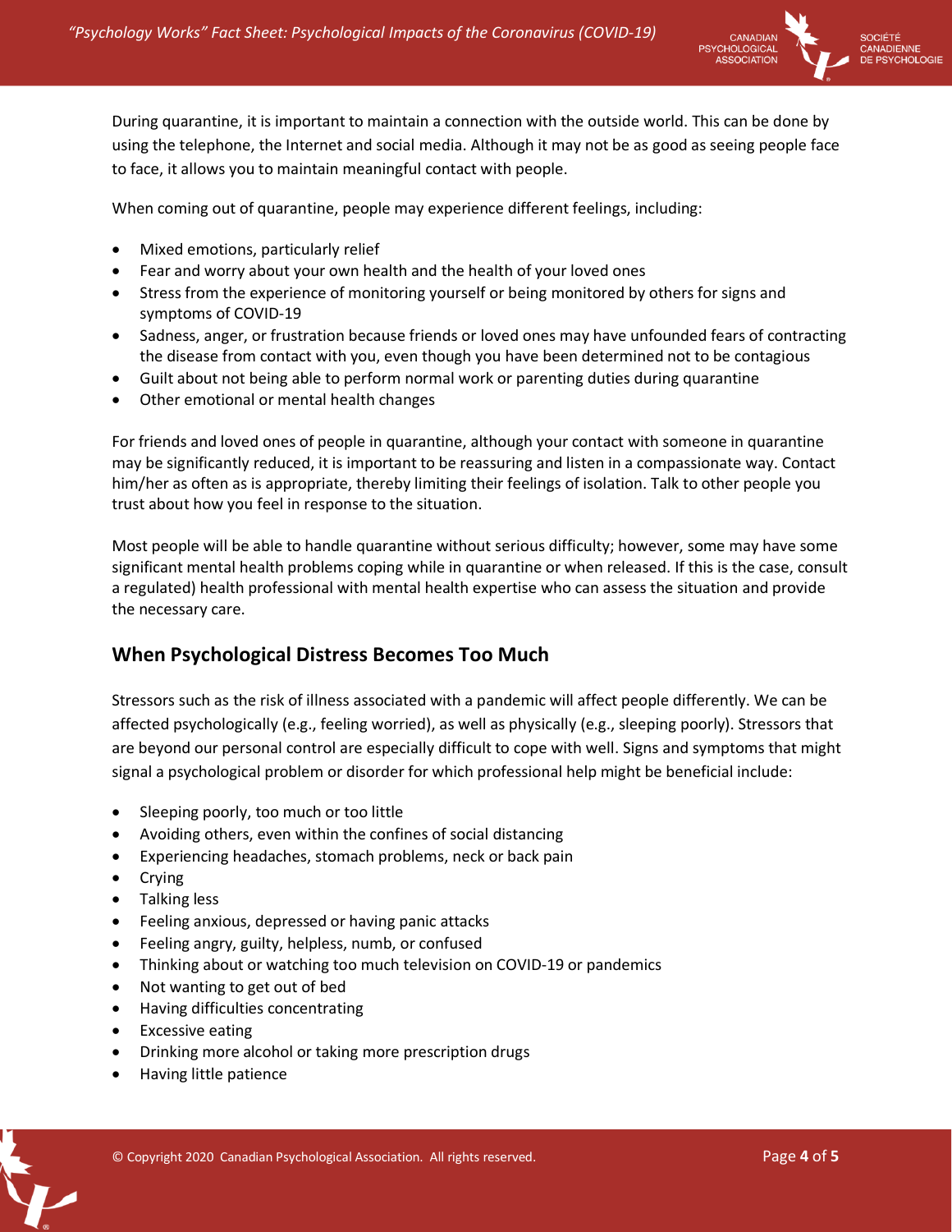During quarantine, it is important to maintain a connection with the outside world. This can be done by using the telephone, the Internet and social media. Although it may not be as good as seeing people face to face, it allows you to maintain meaningful contact with people.

When coming out of quarantine, people may experience different feelings, including:

- Mixed emotions, particularly relief
- Fear and worry about your own health and the health of your loved ones
- Stress from the experience of monitoring yourself or being monitored by others for signs and symptoms of COVID-19
- Sadness, anger, or frustration because friends or loved ones may have unfounded fears of contracting the disease from contact with you, even though you have been determined not to be contagious
- Guilt about not being able to perform normal work or parenting duties during quarantine
- Other emotional or mental health changes

For friends and loved ones of people in quarantine, although your contact with someone in quarantine may be significantly reduced, it is important to be reassuring and listen in a compassionate way. Contact him/her as often as is appropriate, thereby limiting their feelings of isolation. Talk to other people you trust about how you feel in response to the situation.

Most people will be able to handle quarantine without serious difficulty; however, some may have some significant mental health problems coping while in quarantine or when released. If this is the case, consult a regulated) health professional with mental health expertise who can assess the situation and provide the necessary care.

## When Psychological Distress Becomes Too Much

Stressors such as the risk of illness associated with a pandemic will affect people differently. We can be affected psychologically (e.g., feeling worried), as well as physically (e.g., sleeping poorly). Stressors that are beyond our personal control are especially difficult to cope with well. Signs and symptoms that might signal a psychological problem or disorder for which professional help might be beneficial include:

- Sleeping poorly, too much or too little
- Avoiding others, even within the confines of social distancing
- Experiencing headaches, stomach problems, neck or back pain
- Crying
- Talking less
- Feeling anxious, depressed or having panic attacks
- Feeling angry, guilty, helpless, numb, or confused
- Thinking about or watching too much television on COVID-19 or pandemics
- Not wanting to get out of bed
- Having difficulties concentrating
- Excessive eating
- Drinking more alcohol or taking more prescription drugs
- Having little patience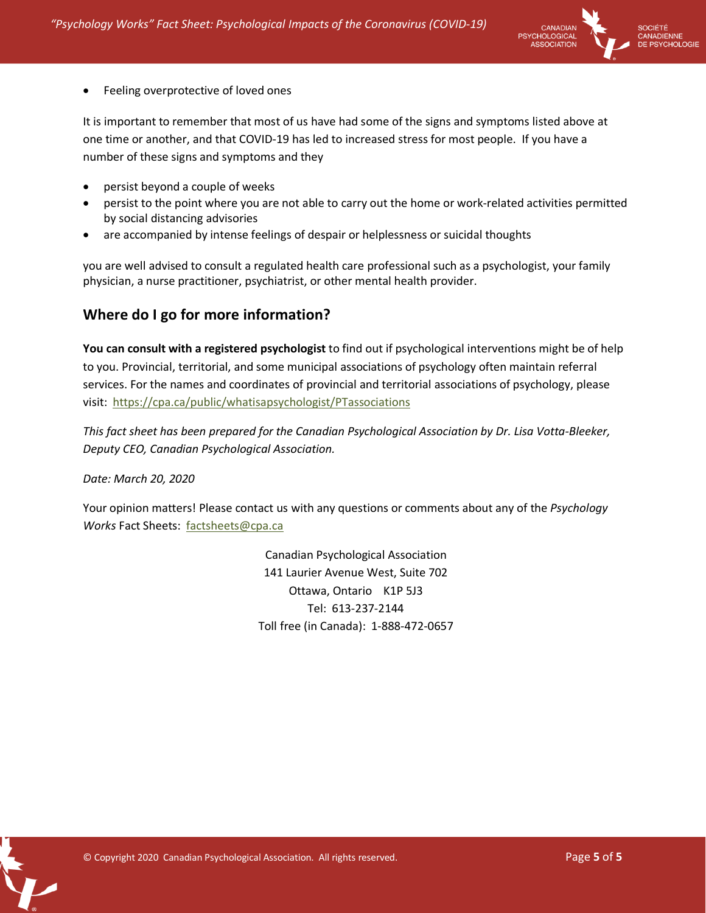- Feeling overprotective of loved ones

It is important to remember that most of us have had some of the signs and symptoms listed above at one time or another, and that COVID-19 has led to increased stress for most people. If you have a number of these signs and symptoms and they

- persist beyond a couple of weeks
- persist to the point where you are not able to carry out the home or work-related activities permitted by social distancing advisories
- are accompanied by intense feelings of despair or helplessness or suicidal thoughts

you are well advised to consult a regulated health care professional such as a psychologist, your family physician, a nurse practitioner, psychiatrist, or other mental health provider.

## Where do I go for more information?

**You can consult with a registered psychologist** to find out if psychological interventions might be of help to you. Provincial, territorial, and some municipal associations of psychology often maintain referral services. For the names and coordinates of provincial and territorial associations of psychology, please visit: https://cpa.ca/public/whatisapsychologist/PTassociations

*This fact sheet has been prepared for the Canadian Psychological Association by Dr. Lisa Votta-Bleeker, Deputy CEO, Canadian Psychological Association.*

*Date: March 20, 2020*

Your opinion matters! Please contact us with any questions or comments about any of the *Psychology Works* Fact Sheets: factsheets@cpa.ca

Canadian Psychological Association
141 Laurier Avenue West, Suite 702
Ottawa, Ontario K1P 5J3
Tel: 613-237-2144
Toll free (in Canada): 1-888-472-0657